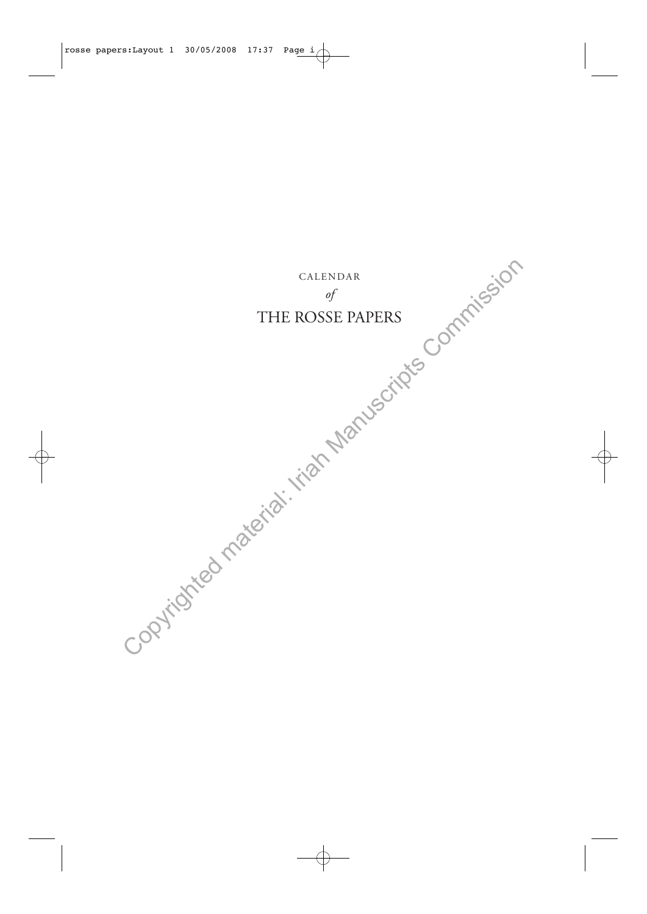CALENDAR

*of*

# THE ROSSE PAPERS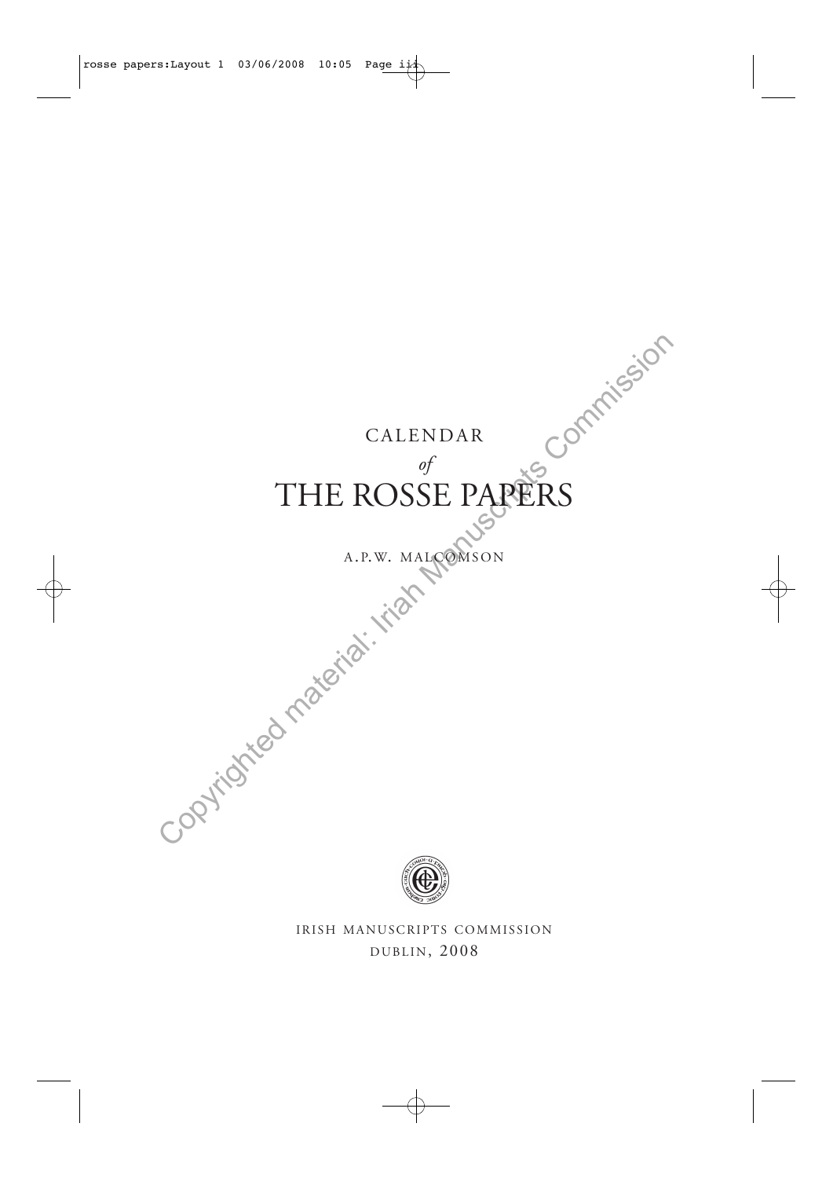CALENDAR

*of*

# THE ROSSE PAPERS

A.P.W. MALCOMSON

IRISH MANUSCRIPTS COMMISSION

DUBLIN, 2008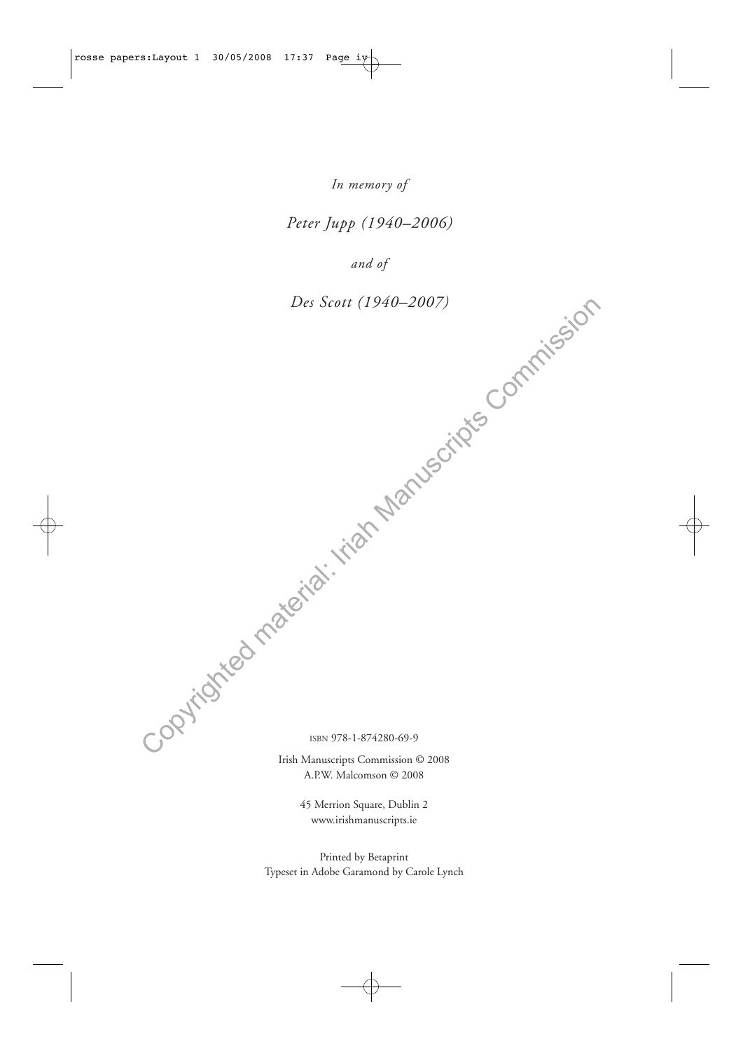*In memory of*

*Peter Jupp (1940–2006)*

*and of*

*Des Scott (1940–2007)*

ISBN 978-1-874280-69-9

Irish Manuscripts Commission © 2008
A.P.W. Malcomson © 2008

45 Merrion Square, Dublin 2
www.irishmanuscripts.ie

Printed by Betaprint
Typeset in Adobe Garamond by Carole Lynch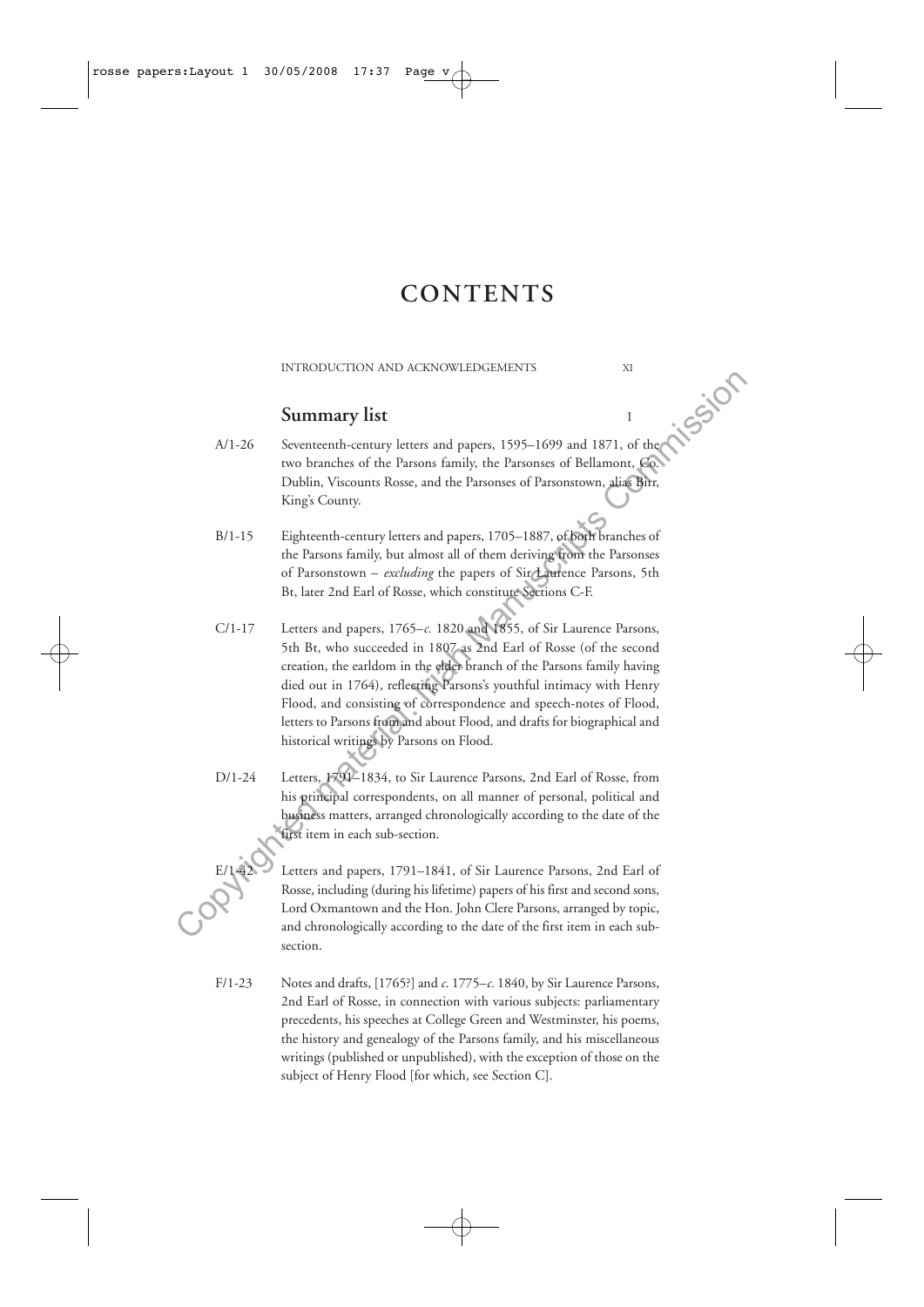# CONTENTS

INTRODUCTION AND ACKNOWLEDGEMENTS XI

## Summary list 1

A/1-26 Seventeenth-century letters and papers, 1595–1699 and 1871, of the two branches of the Parsons family, the Parsonses of Bellamont, Co. Dublin, Viscounts Rosse, and the Parsonses of Parsonstown, alias Birr, King's County.

B/1-15 Eighteenth-century letters and papers, 1705–1887, of both branches of the Parsons family, but almost all of them deriving from the Parsonses of Parsonstown – *excluding* the papers of Sir Laurence Parsons, 5th Bt, later 2nd Earl of Rosse, which constitute Sections C-F.

C/1-17 Letters and papers, 1765–*c.* 1820 and 1855, of Sir Laurence Parsons, 5th Bt, who succeeded in 1807 as 2nd Earl of Rosse (of the second creation, the earldom in the elder branch of the Parsons family having died out in 1764), reflecting Parsons's youthful intimacy with Henry Flood, and consisting of correspondence and speech-notes of Flood, letters to Parsons from and about Flood, and drafts for biographical and historical writings by Parsons on Flood.

D/1-24 Letters, 1791–1834, to Sir Laurence Parsons, 2nd Earl of Rosse, from his principal correspondents, on all manner of personal, political and business matters, arranged chronologically according to the date of the first item in each sub-section.

E/1-42 Letters and papers, 1791–1841, of Sir Laurence Parsons, 2nd Earl of Rosse, including (during his lifetime) papers of his first and second sons, Lord Oxmantown and the Hon. John Clere Parsons, arranged by topic, and chronologically according to the date of the first item in each sub-section.

F/1-23 Notes and drafts, [1765?] and *c.* 1775–*c.* 1840, by Sir Laurence Parsons, 2nd Earl of Rosse, in connection with various subjects: parliamentary precedents, his speeches at College Green and Westminster, his poems, the history and genealogy of the Parsons family, and his miscellaneous writings (published or unpublished), with the exception of those on the subject of Henry Flood [for which, see Section C].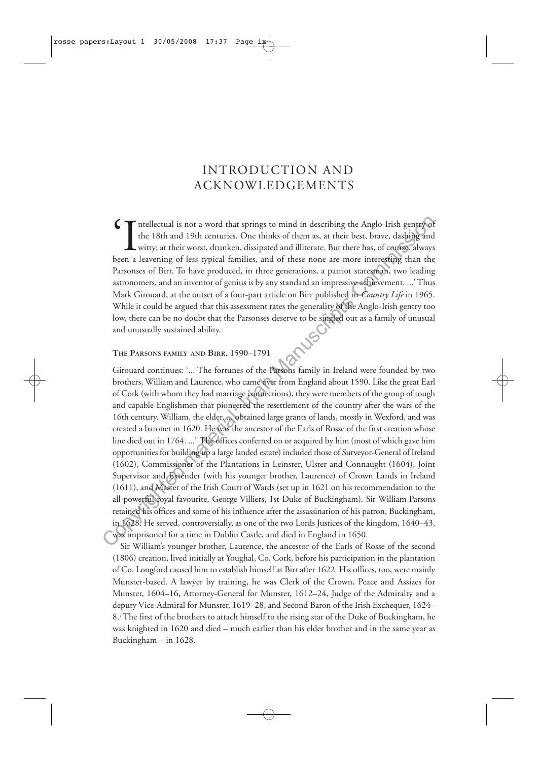# INTRODUCTION AND ACKNOWLEDGEMENTS

'Intellectual is not a word that springs to mind in describing the Anglo-Irish gentry of the 18th and 19th centuries. One thinks of them as, at their best, brave, dashing and witty; at their worst, drunken, dissipated and illiterate. But there has, of course, always been a leavening of less typical families, and of these none are more interesting than the Parsonses of Birr. To have produced, in three generations, a patriot statesman, two leading astronomers, and an inventor of genius is by any standard an impressive achievement. ...' Thus Mark Girouard, at the outset of a four-part article on Birr published in *Country Life* in 1965. While it could be argued that this assessment rates the generality of the Anglo-Irish gentry too low, there can be no doubt that the Parsonses deserve to be singled out as a family of unusual and unusually sustained ability.

### THE PARSONS FAMILY AND BIRR, 1590–1791

Girouard continues: '... The fortunes of the Parsons family in Ireland were founded by two brothers, William and Laurence, who came over from England about 1590. Like the great Earl of Cork (with whom they had marriage connections), they were members of the group of tough and capable Englishmen that pioneered the resettlement of the country after the wars of the 16th century. William, the elder, ... obtained large grants of lands, mostly in Wexford, and was created a baronet in 1620. He was the ancestor of the Earls of Rosse of the first creation whose line died out in 1764. ...' The offices conferred on or acquired by him (most of which gave him opportunities for building up a large landed estate) included those of Surveyor-General of Ireland (1602), Commissioner of the Plantations in Leinster, Ulster and Connaught (1604), Joint Supervisor and Extender (with his younger brother, Laurence) of Crown Lands in Ireland (1611), and Master of the Irish Court of Wards (set up in 1621 on his recommendation to the all-powerful royal favourite, George Villiers, 1st Duke of Buckingham). Sir William Parsons retained his offices and some of his influence after the assassination of his patron, Buckingham, in 1628. He served, controversially, as one of the two Lords Justices of the kingdom, 1640–43, was imprisoned for a time in Dublin Castle, and died in England in 1650.

Sir William's younger brother, Laurence, the ancestor of the Earls of Rosse of the second (1806) creation, lived initially at Youghal, Co. Cork, before his participation in the plantation of Co. Longford caused him to establish himself at Birr after 1622. His offices, too, were mainly Munster-based. A lawyer by training, he was Clerk of the Crown, Peace and Assizes for Munster, 1604–16, Attorney-General for Munster, 1612–24, Judge of the Admiralty and a deputy Vice-Admiral for Munster, 1619–28, and Second Baron of the Irish Exchequer, 1624–8.[1] The first of the brothers to attach himself to the rising star of the Duke of Buckingham, he was knighted in 1620 and died – much earlier than his elder brother and in the same year as Buckingham – in 1628.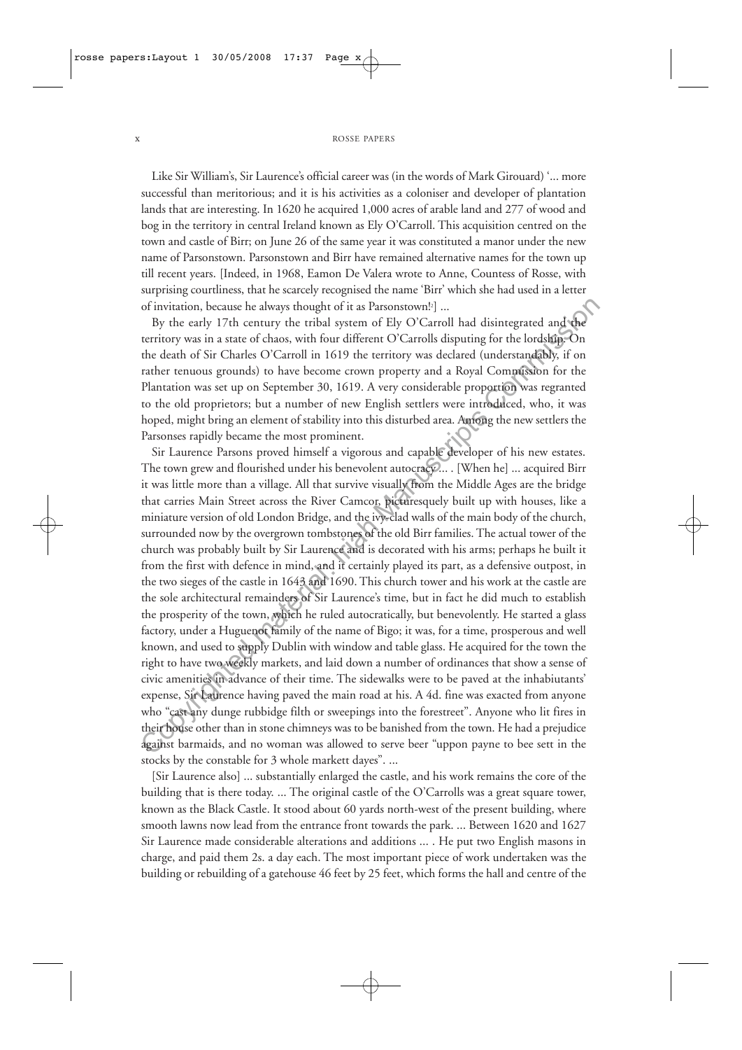Like Sir William's, Sir Laurence's official career was (in the words of Mark Girouard) '... more successful than meritorious; and it is his activities as a coloniser and developer of plantation lands that are interesting. In 1620 he acquired 1,000 acres of arable land and 277 of wood and bog in the territory in central Ireland known as Ely O'Carroll. This acquisition centred on the town and castle of Birr; on June 26 of the same year it was constituted a manor under the new name of Parsonstown. Parsonstown and Birr have remained alternative names for the town up till recent years. [Indeed, in 1968, Eamon De Valera wrote to Anne, Countess of Rosse, with surprising courtliness, that he scarcely recognised the name 'Birr' which she had used in a letter of invitation, because he always thought of it as Parsonstown![2]] ...

By the early 17th century the tribal system of Ely O'Carroll had disintegrated and the territory was in a state of chaos, with four different O'Carrolls disputing for the lordship. On the death of Sir Charles O'Carroll in 1619 the territory was declared (understandably, if on rather tenuous grounds) to have become crown property and a Royal Commission for the Plantation was set up on September 30, 1619. A very considerable proportion was regranted to the old proprietors; but a number of new English settlers were introduced, who, it was hoped, might bring an element of stability into this disturbed area. Among the new settlers the Parsonses rapidly became the most prominent.

Sir Laurence Parsons proved himself a vigorous and capable developer of his new estates. The town grew and flourished under his benevolent autocracy ... . [When he] ... acquired Birr it was little more than a village. All that survive visually from the Middle Ages are the bridge that carries Main Street across the River Camcor, picturesquely built up with houses, like a miniature version of old London Bridge, and the ivy-clad walls of the main body of the church, surrounded now by the overgrown tombstones of the old Birr families. The actual tower of the church was probably built by Sir Laurence and is decorated with his arms; perhaps he built it from the first with defence in mind, and it certainly played its part, as a defensive outpost, in the two sieges of the castle in 1643 and 1690. This church tower and his work at the castle are the sole architectural remainders of Sir Laurence's time, but in fact he did much to establish the prosperity of the town, which he ruled autocratically, but benevolently. He started a glass factory, under a Huguenot family of the name of Bigo; it was, for a time, prosperous and well known, and used to supply Dublin with window and table glass. He acquired for the town the right to have two weekly markets, and laid down a number of ordinances that show a sense of civic amenities in advance of their time. The sidewalks were to be paved at the inhabiutants' expense, Sir Laurence having paved the main road at his. A 4d. fine was exacted from anyone who "cast any dunge rubbidge filth or sweepings into the forestreet". Anyone who lit fires in their house other than in stone chimneys was to be banished from the town. He had a prejudice against barmaids, and no woman was allowed to serve beer "uppon payne to bee sett in the stocks by the constable for 3 whole markett dayes". ...

[Sir Laurence also] ... substantially enlarged the castle, and his work remains the core of the building that is there today. ... The original castle of the O'Carrolls was a great square tower, known as the Black Castle. It stood about 60 yards north-west of the present building, where smooth lawns now lead from the entrance front towards the park. ... Between 1620 and 1627 Sir Laurence made considerable alterations and additions ... . He put two English masons in charge, and paid them 2s. a day each. The most important piece of work undertaken was the building or rebuilding of a gatehouse 46 feet by 25 feet, which forms the hall and centre of the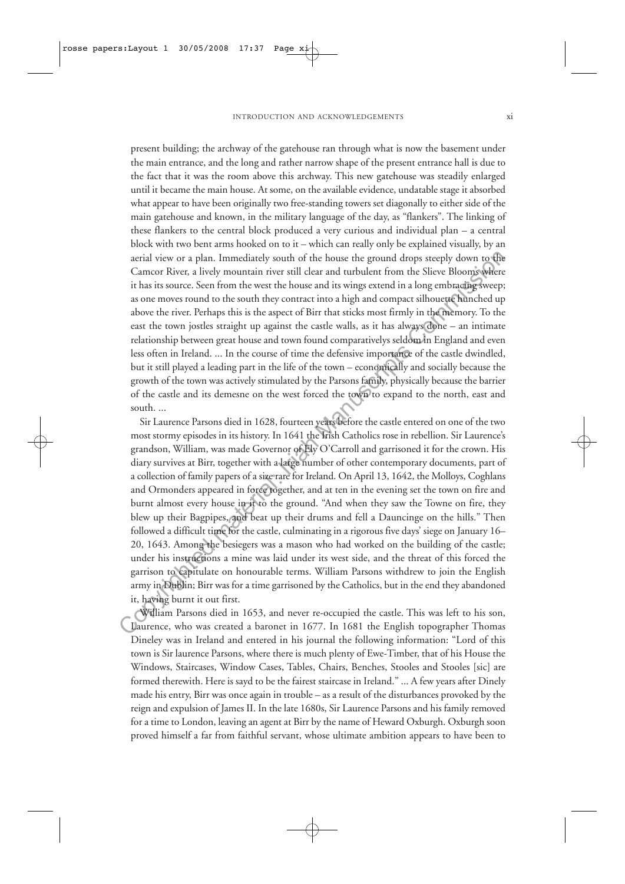present building; the archway of the gatehouse ran through what is now the basement under the main entrance, and the long and rather narrow shape of the present entrance hall is due to the fact that it was the room above this archway. This new gatehouse was steadily enlarged until it became the main house. At some, on the available evidence, undatable stage it absorbed what appear to have been originally two free-standing towers set diagonally to either side of the main gatehouse and known, in the military language of the day, as "flankers". The linking of these flankers to the central block produced a very curious and individual plan – a central block with two bent arms hooked on to it – which can really only be explained visually, by an aerial view or a plan. Immediately south of the house the ground drops steeply down to the Camcor River, a lively mountain river still clear and turbulent from the Slieve Blooms where it has its source. Seen from the west the house and its wings extend in a long embracing sweep; as one moves round to the south they contract into a high and compact silhouette hunched up above the river. Perhaps this is the aspect of Birr that sticks most firmly in the memory. To the east the town jostles straight up against the castle walls, as it has always done – an intimate relationship between great house and town found comparativelys seldom in England and even less often in Ireland. ... In the course of time the defensive importance of the castle dwindled, but it still played a leading part in the life of the town – economically and socially because the growth of the town was actively stimulated by the Parsons family, physically because the barrier of the castle and its demesne on the west forced the town to expand to the north, east and south. ...

Sir Laurence Parsons died in 1628, fourteen years before the castle entered on one of the two most stormy episodes in its history. In 1641 the Irish Catholics rose in rebellion. Sir Laurence's grandson, William, was made Governor of Ely O'Carroll and garrisoned it for the crown. His diary survives at Birr, together with a large number of other contemporary documents, part of a collection of family papers of a size rare for Ireland. On April 13, 1642, the Molloys, Coghlans and Ormonders appeared in force together, and at ten in the evening set the town on fire and burnt almost every house in it to the ground. "And when they saw the Towne on fire, they blew up their Bagpipes, and beat up their drums and fell a Dauncinge on the hills." Then followed a difficult time for the castle, culminating in a rigorous five days' siege on January 16–20, 1643. Among the besiegers was a mason who had worked on the building of the castle; under his instructions a mine was laid under its west side, and the threat of this forced the garrison to capitulate on honourable terms. William Parsons withdrew to join the English army in Dublin; Birr was for a time garrisoned by the Catholics, but in the end they abandoned it, having burnt it out first.

William Parsons died in 1653, and never re-occupied the castle. This was left to his son, Laurence, who was created a baronet in 1677. In 1681 the English topographer Thomas Dineley was in Ireland and entered in his journal the following information: "Lord of this town is Sir laurence Parsons, where there is much plenty of Ewe-Timber, that of his House the Windows, Staircases, Window Cases, Tables, Chairs, Benches, Stooles and Stooles [sic] are formed therewith. Here is sayd to be the fairest staircase in Ireland." ... A few years after Dinely made his entry, Birr was once again in trouble – as a result of the disturbances provoked by the reign and expulsion of James II. In the late 1680s, Sir Laurence Parsons and his family removed for a time to London, leaving an agent at Birr by the name of Heward Oxburgh. Oxburgh soon proved himself a far from faithful servant, whose ultimate ambition appears to have been to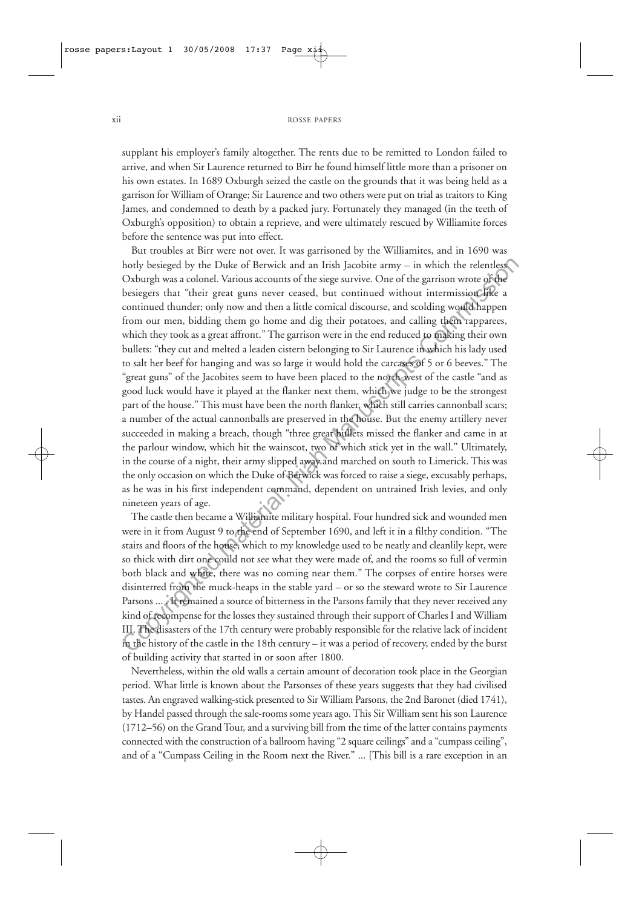supplant his employer's family altogether. The rents due to be remitted to London failed to arrive, and when Sir Laurence returned to Birr he found himself little more than a prisoner on his own estates. In 1689 Oxburgh seized the castle on the grounds that it was being held as a garrison for William of Orange; Sir Laurence and two others were put on trial as traitors to King James, and condemned to death by a packed jury. Fortunately they managed (in the teeth of Oxburgh's opposition) to obtain a reprieve, and were ultimately rescued by Williamite forces before the sentence was put into effect.

But troubles at Birr were not over. It was garrisoned by the Williamites, and in 1690 was hotly besieged by the Duke of Berwick and an Irish Jacobite army – in which the relentless Oxburgh was a colonel. Various accounts of the siege survive. One of the garrison wrote of the besiegers that "their great guns never ceased, but continued without intermission like a continued thunder; only now and then a little comical discourse, and scolding would happen from our men, bidding them go home and dig their potatoes, and calling them rapparees, which they took as a great affront." The garrison were in the end reduced to making their own bullets: "they cut and melted a leaden cistern belonging to Sir Laurence in which his lady used to salt her beef for hanging and was so large it would hold the carcases of 5 or 6 beeves." The "great guns" of the Jacobites seem to have been placed to the north-west of the castle "and as good luck would have it played at the flanker next them, which we judge to be the strongest part of the house." This must have been the north flanker, which still carries cannonball scars; a number of the actual cannonballs are preserved in the house. But the enemy artillery never succeeded in making a breach, though "three great bullets missed the flanker and came in at the parlour window, which hit the wainscot, two of which stick yet in the wall." Ultimately, in the course of a night, their army slipped away and marched on south to Limerick. This was the only occasion on which the Duke of Berwick was forced to raise a siege, excusably perhaps, as he was in his first independent command, dependent on untrained Irish levies, and only nineteen years of age.

The castle then became a Williamite military hospital. Four hundred sick and wounded men were in it from August 9 to the end of September 1690, and left it in a filthy condition. "The stairs and floors of the house, which to my knowledge used to be neatly and cleanlily kept, were so thick with dirt one could not see what they were made of, and the rooms so full of vermin both black and white, there was no coming near them." The corpses of entire horses were disinterred from the muck-heaps in the stable yard – or so the steward wrote to Sir Laurence Parsons ... . It remained a source of bitterness in the Parsons family that they never received any kind of recompense for the losses they sustained through their support of Charles I and William III. The disasters of the 17th century were probably responsible for the relative lack of incident in the history of the castle in the 18th century – it was a period of recovery, ended by the burst of building activity that started in or soon after 1800.

Nevertheless, within the old walls a certain amount of decoration took place in the Georgian period. What little is known about the Parsonses of these years suggests that they had civilised tastes. An engraved walking-stick presented to Sir William Parsons, the 2nd Baronet (died 1741), by Handel passed through the sale-rooms some years ago. This Sir William sent his son Laurence (1712–56) on the Grand Tour, and a surviving bill from the time of the latter contains payments connected with the construction of a ballroom having "2 square ceilings" and a "cumpass ceiling", and of a "Cumpass Ceiling in the Room next the River." ... [This bill is a rare exception in an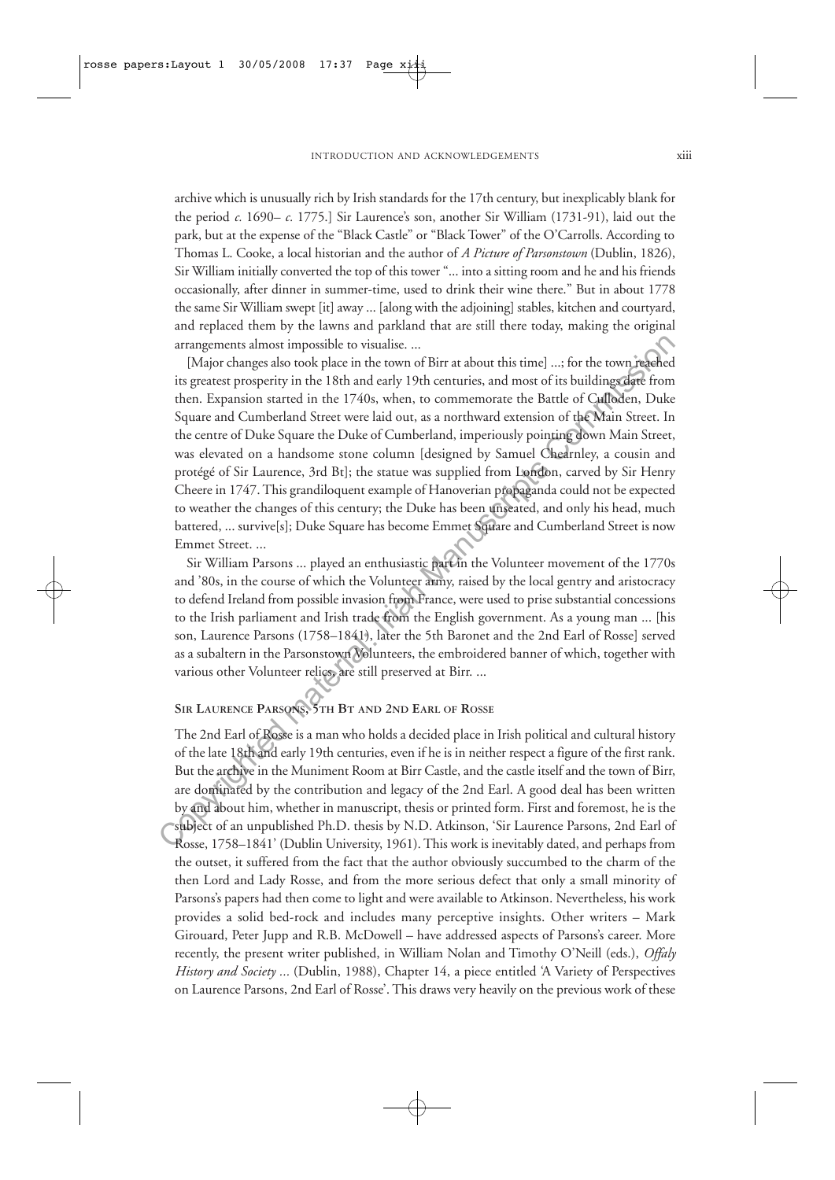archive which is unusually rich by Irish standards for the 17th century, but inexplicably blank for the period *c.* 1690– *c.* 1775.] Sir Laurence's son, another Sir William (1731-91), laid out the park, but at the expense of the "Black Castle" or "Black Tower" of the O'Carrolls. According to Thomas L. Cooke, a local historian and the author of *A Picture of Parsonstown* (Dublin, 1826), Sir William initially converted the top of this tower "... into a sitting room and he and his friends occasionally, after dinner in summer-time, used to drink their wine there." But in about 1778 the same Sir William swept [it] away ... [along with the adjoining] stables, kitchen and courtyard, and replaced them by the lawns and parkland that are still there today, making the original arrangements almost impossible to visualise. ...

[Major changes also took place in the town of Birr at about this time] ...; for the town reached its greatest prosperity in the 18th and early 19th centuries, and most of its buildings date from then. Expansion started in the 1740s, when, to commemorate the Battle of Culloden, Duke Square and Cumberland Street were laid out, as a northward extension of the Main Street. In the centre of Duke Square the Duke of Cumberland, imperiously pointing down Main Street, was elevated on a handsome stone column [designed by Samuel Chearnley, a cousin and protégé of Sir Laurence, 3rd Bt]; the statue was supplied from London, carved by Sir Henry Cheere in 1747. This grandiloquent example of Hanoverian propaganda could not be expected to weather the changes of this century; the Duke has been unseated, and only his head, much battered, ... survive[s]; Duke Square has become Emmet Square and Cumberland Street is now Emmet Street. ...

Sir William Parsons ... played an enthusiastic part in the Volunteer movement of the 1770s and '80s, in the course of which the Volunteer army, raised by the local gentry and aristocracy to defend Ireland from possible invasion from France, were used to prise substantial concessions to the Irish parliament and Irish trade from the English government. As a young man ... [his son, Laurence Parsons (1758–1841), later the 5th Baronet and the 2nd Earl of Rosse] served as a subaltern in the Parsonstown Volunteers, the embroidered banner of which, together with various other Volunteer relics, are still preserved at Birr. ...

## Sir Laurence Parsons, 5th Bt and 2nd Earl of Rosse

The 2nd Earl of Rosse is a man who holds a decided place in Irish political and cultural history of the late 18th and early 19th centuries, even if he is in neither respect a figure of the first rank. But the archive in the Muniment Room at Birr Castle, and the castle itself and the town of Birr, are dominated by the contribution and legacy of the 2nd Earl. A good deal has been written by and about him, whether in manuscript, thesis or printed form. First and foremost, he is the subject of an unpublished Ph.D. thesis by N.D. Atkinson, 'Sir Laurence Parsons, 2nd Earl of Rosse, 1758–1841' (Dublin University, 1961). This work is inevitably dated, and perhaps from the outset, it suffered from the fact that the author obviously succumbed to the charm of the then Lord and Lady Rosse, and from the more serious defect that only a small minority of Parsons's papers had then come to light and were available to Atkinson. Nevertheless, his work provides a solid bed-rock and includes many perceptive insights. Other writers – Mark Girouard, Peter Jupp and R.B. McDowell – have addressed aspects of Parsons's career. More recently, the present writer published, in William Nolan and Timothy O'Neill (eds.), *Offaly History and Society ...* (Dublin, 1988), Chapter 14, a piece entitled 'A Variety of Perspectives on Laurence Parsons, 2nd Earl of Rosse'. This draws very heavily on the previous work of these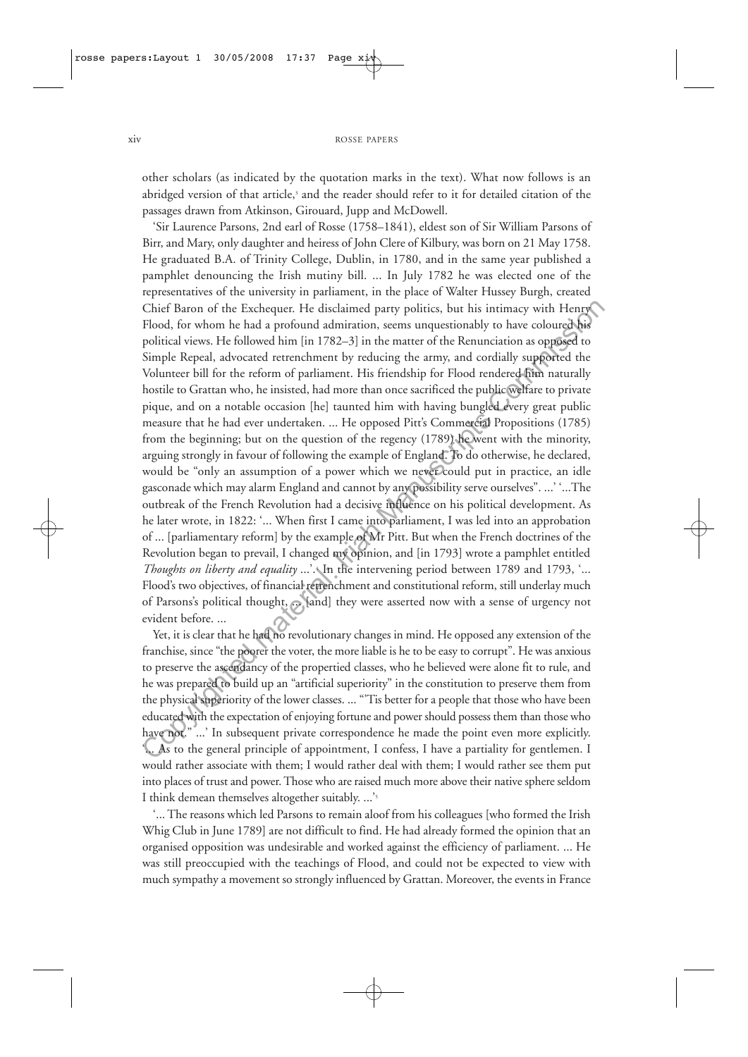other scholars (as indicated by the quotation marks in the text). What now follows is an abridged version of that article,[3] and the reader should refer to it for detailed citation of the passages drawn from Atkinson, Girouard, Jupp and McDowell.

'Sir Laurence Parsons, 2nd earl of Rosse (1758–1841), eldest son of Sir William Parsons of Birr, and Mary, only daughter and heiress of John Clere of Kilbury, was born on 21 May 1758. He graduated B.A. of Trinity College, Dublin, in 1780, and in the same year published a pamphlet denouncing the Irish mutiny bill. ... In July 1782 he was elected one of the representatives of the university in parliament, in the place of Walter Hussey Burgh, created Chief Baron of the Exchequer. He disclaimed party politics, but his intimacy with Henry Flood, for whom he had a profound admiration, seems unquestionably to have coloured his political views. He followed him [in 1782–3] in the matter of the Renunciation as opposed to Simple Repeal, advocated retrenchment by reducing the army, and cordially supported the Volunteer bill for the reform of parliament. His friendship for Flood rendered him naturally hostile to Grattan who, he insisted, had more than once sacrificed the public welfare to private pique, and on a notable occasion [he] taunted him with having bungled every great public measure that he had ever undertaken. ... He opposed Pitt's Commercial Propositions (1785) from the beginning; but on the question of the regency (1789) he went with the minority, arguing strongly in favour of following the example of England. To do otherwise, he declared, would be "only an assumption of a power which we never could put in practice, an idle gasconade which may alarm England and cannot by any possibility serve ourselves". ...' '...The outbreak of the French Revolution had a decisive influence on his political development. As he later wrote, in 1822: '... When first I came into parliament, I was led into an approbation of ... [parliamentary reform] by the example of Mr Pitt. But when the French doctrines of the Revolution began to prevail, I changed my opinion, and [in 1793] wrote a pamphlet entitled *Thoughts on liberty and equality* ...'.[4] In the intervening period between 1789 and 1793, '... Flood's two objectives, of financial retrenchment and constitutional reform, still underlay much of Parsons's political thought, ... [and] they were asserted now with a sense of urgency not evident before. ...

Yet, it is clear that he had no revolutionary changes in mind. He opposed any extension of the franchise, since "the poorer the voter, the more liable is he to be easy to corrupt". He was anxious to preserve the ascendancy of the propertied classes, who he believed were alone fit to rule, and he was prepared to build up an "artificial superiority" in the constitution to preserve them from the physical superiority of the lower classes. ... "'Tis better for a people that those who have been educated with the expectation of enjoying fortune and power should possess them than those who have not." ...' In subsequent private correspondence he made the point even more explicitly. '... As to the general principle of appointment, I confess, I have a partiality for gentlemen. I would rather associate with them; I would rather deal with them; I would rather see them put into places of trust and power. Those who are raised much more above their native sphere seldom I think demean themselves altogether suitably. ...'[5]

'... The reasons which led Parsons to remain aloof from his colleagues [who formed the Irish Whig Club in June 1789] are not difficult to find. He had already formed the opinion that an organised opposition was undesirable and worked against the efficiency of parliament. ... He was still preoccupied with the teachings of Flood, and could not be expected to view with much sympathy a movement so strongly influenced by Grattan. Moreover, the events in France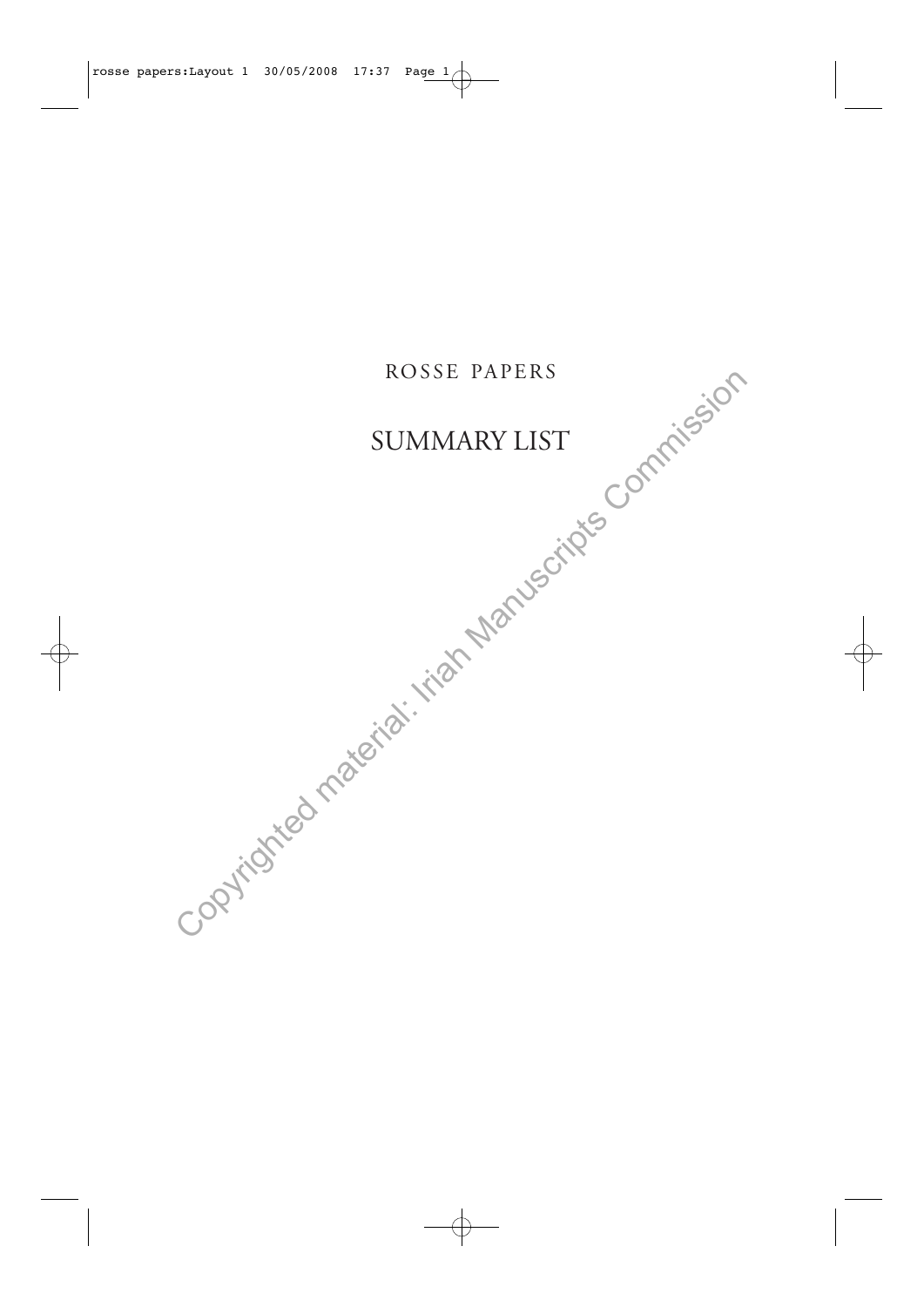ROSSE PAPERS

# SUMMARY LIST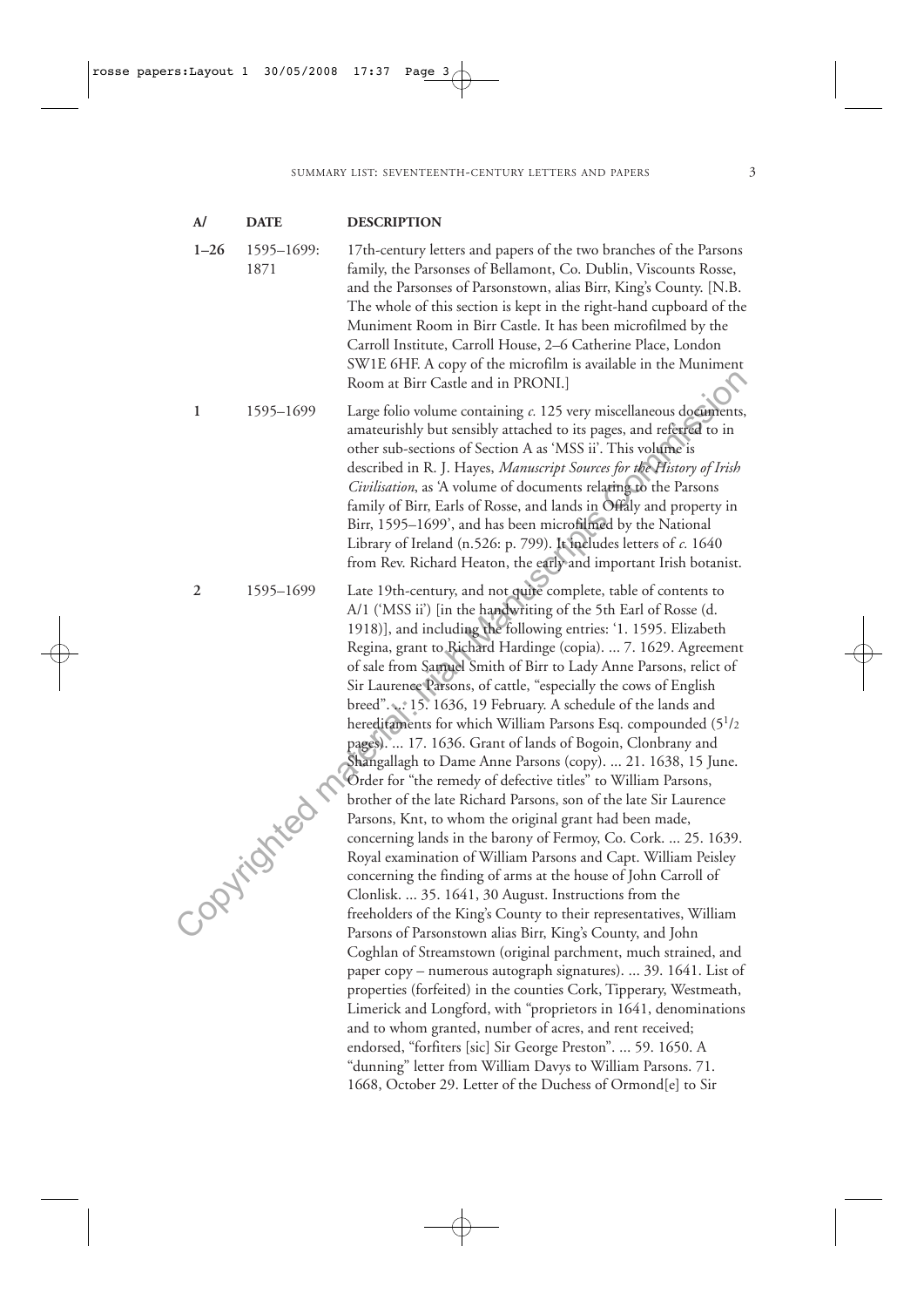| A/ | DATE | DESCRIPTION |
|---|---|---|
| **1–26** | 1595–1699: 1871 | 17th-century letters and papers of the two branches of the Parsons family, the Parsonses of Bellamont, Co. Dublin, Viscounts Rosse, and the Parsonses of Parsonstown, alias Birr, King's County. [N.B. The whole of this section is kept in the right-hand cupboard of the Muniment Room in Birr Castle. It has been microfilmed by the Carroll Institute, Carroll House, 2–6 Catherine Place, London SW1E 6HF. A copy of the microfilm is available in the Muniment Room at Birr Castle and in PRONI.] |
| **1** | 1595–1699 | Large folio volume containing *c.* 125 very miscellaneous documents, amateurishly but sensibly attached to its pages, and referred to in other sub-sections of Section A as 'MSS ii'. This volume is described in R. J. Hayes, *Manuscript Sources for the History of Irish Civilisation*, as 'A volume of documents relating to the Parsons family of Birr, Earls of Rosse, and lands in Offaly and property in Birr, 1595–1699', and has been microfilmed by the National Library of Ireland (n.526: p. 799). It includes letters of *c.* 1640 from Rev. Richard Heaton, the early and important Irish botanist. |
| **2** | 1595–1699 | Late 19th-century, and not quite complete, table of contents to A/1 ('MSS ii') [in the handwriting of the 5th Earl of Rosse (d. 1918)], and including the following entries: '1. 1595. Elizabeth Regina, grant to Richard Hardinge (copia). ... 7. 1629. Agreement of sale from Samuel Smith of Birr to Lady Anne Parsons, relict of Sir Laurence Parsons, of cattle, "especially the cows of English breed". ... 15. 1636, 19 February. A schedule of the lands and hereditaments for which William Parsons Esq. compounded ($5^1/_2$ pages). ... 17. 1636. Grant of lands of Bogoin, Clonbrany and Shangallagh to Dame Anne Parsons (copy). ... 21. 1638, 15 June. Order for "the remedy of defective titles" to William Parsons, brother of the late Richard Parsons, son of the late Sir Laurence Parsons, Knt, to whom the original grant had been made, concerning lands in the barony of Fermoy, Co. Cork. ... 25. 1639. Royal examination of William Parsons and Capt. William Peisley concerning the finding of arms at the house of John Carroll of Clonlisk. ... 35. 1641, 30 August. Instructions from the freeholders of the King's County to their representatives, William Parsons of Parsonstown alias Birr, King's County, and John Coghlan of Streamstown (original parchment, much strained, and paper copy – numerous autograph signatures). ... 39. 1641. List of properties (forfeited) in the counties Cork, Tipperary, Westmeath, Limerick and Longford, with "proprietors in 1641, denominations and to whom granted, number of acres, and rent received; endorsed, "forfiters [sic] Sir George Preston". ... 59. 1650. A "dunning" letter from William Davys to William Parsons. 71. 1668, October 29. Letter of the Duchess of Ormond[e] to Sir |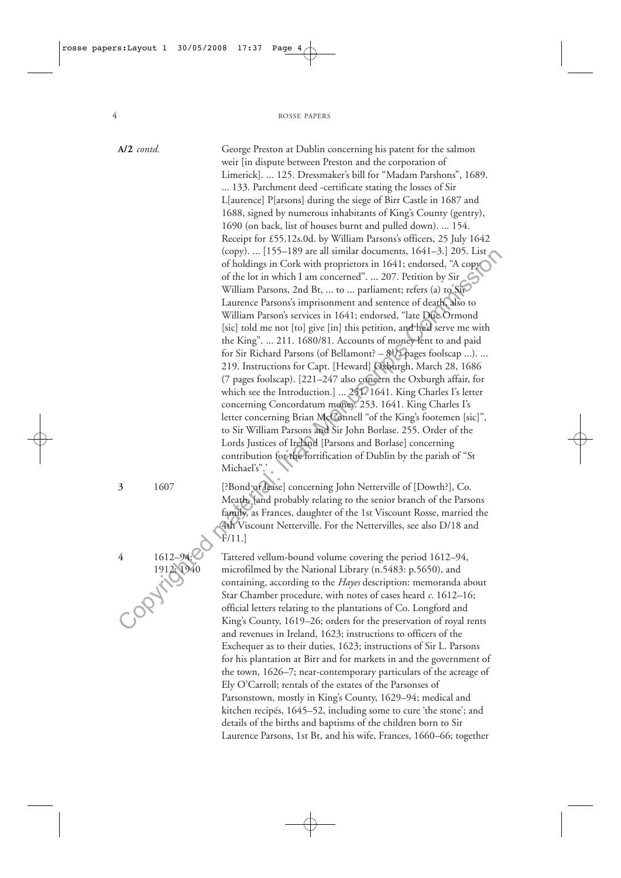**A/2** *contd.* George Preston at Dublin concerning his patent for the salmon weir [in dispute between Preston and the corporation of Limerick]. ... 125. Dressmaker's bill for "Madam Parshons", 1689. ... 133. Parchment deed -certificate stating the losses of Sir L[aurence] P[arsons] during the siege of Birr Castle in 1687 and 1688, signed by numerous inhabitants of King's County (gentry), 1690 (on back, list of houses burnt and pulled down). ... 154. Receipt for £55.12s.0d. by William Parsons's officers, 25 July 1642 (copy). ... [155–189 are all similar documents, 1641–3.] 205. List of holdings in Cork with proprietors in 1641; endorsed, "A copy of the lot in which I am concerned". ... 207. Petition by Sir William Parsons, 2nd Bt, ... to ... parliament; refers (a) to Sir Laurence Parsons's imprisonment and sentence of death, also to William Parson's services in 1641; endorsed, "late Duc Ormond [sic] told me not [to] give [in] this petition, and he'd serve me with the King". ... 211. 1680/81. Accounts of money lent to and paid for Sir Richard Parsons (of Bellamont? – 8½ pages foolscap ...). ... 219. Instructions for Capt. [Heward] Oxburgh, March 28, 1686 (7 pages foolscap). [221–247 also concern the Oxburgh affair, for which see the Introduction.] ... 251. 1641. King Charles I's letter concerning Concordatum money. 253. 1641. King Charles I's letter concerning Brian McConnell "of the King's footemen [sic]", to Sir William Parsons and Sir John Borlase. 255. Order of the Lords Justices of Ireland [Parsons and Borlase] concerning contribution for the fortification of Dublin by the parish of "St Michael's".'

**3** 1607 [?Bond or lease] concerning John Netterville of [Dowth?], Co. Meath, [and probably relating to the senior branch of the Parsons family, as Frances, daughter of the 1st Viscount Rosse, married the 4th Viscount Netterville. For the Nettervilles, see also D/18 and F/11.]

**4** 1612–94; 1912; 1940 Tattered vellum-bound volume covering the period 1612–94, microfilmed by the National Library (n.5483: p.5650), and containing, according to the *Hayes* description: memoranda about Star Chamber procedure, with notes of cases heard *c.* 1612–16; official letters relating to the plantations of Co. Longford and King's County, 1619–26; orders for the preservation of royal rents and revenues in Ireland, 1623; instructions to officers of the Exchequer as to their duties, 1623; instructions of Sir L. Parsons for his plantation at Birr and for markets in and the government of the town, 1626–7; near-contemporary particulars of the acreage of Ely O'Carroll; rentals of the estates of the Parsonses of Parsonstown, mostly in King's County, 1629–94; medical and kitchen recipés, 1645–52, including some to cure 'the stone'; and details of the births and baptisms of the children born to Sir Laurence Parsons, 1st Bt, and his wife, Frances, 1660–66; together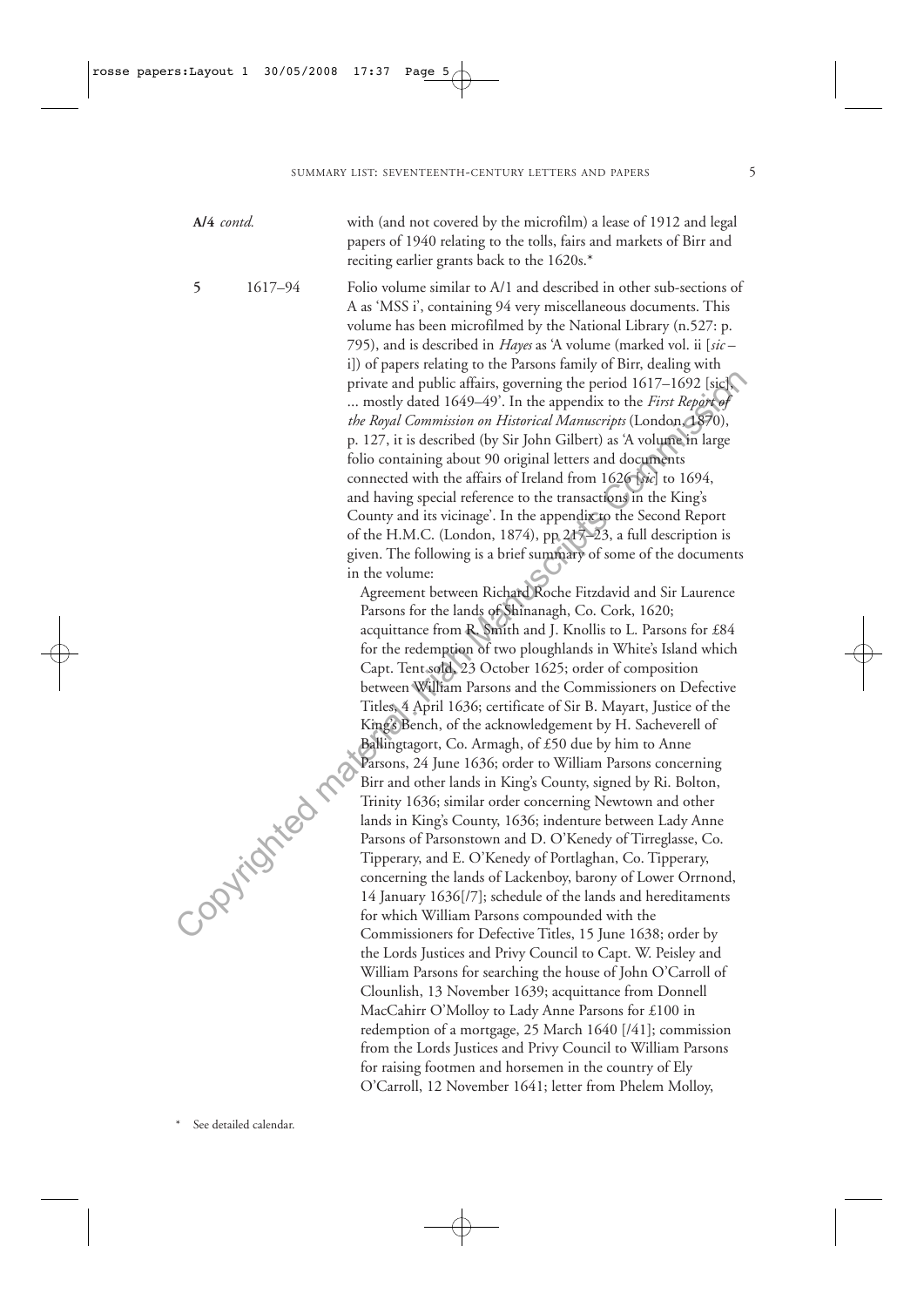**A/4** *contd.* with (and not covered by the microfilm) a lease of 1912 and legal papers of 1940 relating to the tolls, fairs and markets of Birr and reciting earlier grants back to the 1620s.*

**5** 1617–94 Folio volume similar to A/1 and described in other sub-sections of A as 'MSS i', containing 94 very miscellaneous documents. This volume has been microfilmed by the National Library (n.527: p. 795), and is described in *Hayes* as 'A volume (marked vol. ii [*sic* – i]) of papers relating to the Parsons family of Birr, dealing with private and public affairs, governing the period 1617–1692 [sic], ... mostly dated 1649–49'. In the appendix to the *First Report of the Royal Commission on Historical Manuscripts* (London, 1870), p. 127, it is described (by Sir John Gilbert) as 'A volume in large folio containing about 90 original letters and documents connected with the affairs of Ireland from 1626 [*sic*] to 1694, and having special reference to the transactions in the King's County and its vicinage'. In the appendix to the Second Report of the H.M.C. (London, 1874), pp. 217–23, a full description is given. The following is a brief summary of some of the documents in the volume:

Agreement between Richard Roche Fitzdavid and Sir Laurence Parsons for the lands of Shinanagh, Co. Cork, 1620; acquittance from R. Smith and J. Knollis to L. Parsons for £84 for the redemption of two ploughlands in White's Island which Capt. Tent sold, 23 October 1625; order of composition between William Parsons and the Commissioners on Defective Titles, 4 April 1636; certificate of Sir B. Mayart, Justice of the King's Bench, of the acknowledgement by H. Sacheverell of Ballingtagort, Co. Armagh, of £50 due by him to Anne Parsons, 24 June 1636; order to William Parsons concerning Birr and other lands in King's County, signed by Ri. Bolton, Trinity 1636; similar order concerning Newtown and other lands in King's County, 1636; indenture between Lady Anne Parsons of Parsonstown and D. O'Kenedy of Tirreglasse, Co. Tipperary, and E. O'Kenedy of Portlaghan, Co. Tipperary, concerning the lands of Lackenboy, barony of Lower Orrnond, 14 January 1636[/7]; schedule of the lands and hereditaments for which William Parsons compounded with the Commissioners for Defective Titles, 15 June 1638; order by the Lords Justices and Privy Council to Capt. W. Peisley and William Parsons for searching the house of John O'Carroll of Clounlish, 13 November 1639; acquittance from Donnell MacCahirr O'Molloy to Lady Anne Parsons for £100 in redemption of a mortgage, 25 March 1640 [/41]; commission from the Lords Justices and Privy Council to William Parsons for raising footmen and horsemen in the country of Ely O'Carroll, 12 November 1641; letter from Phelem Molloy,

\* See detailed calendar.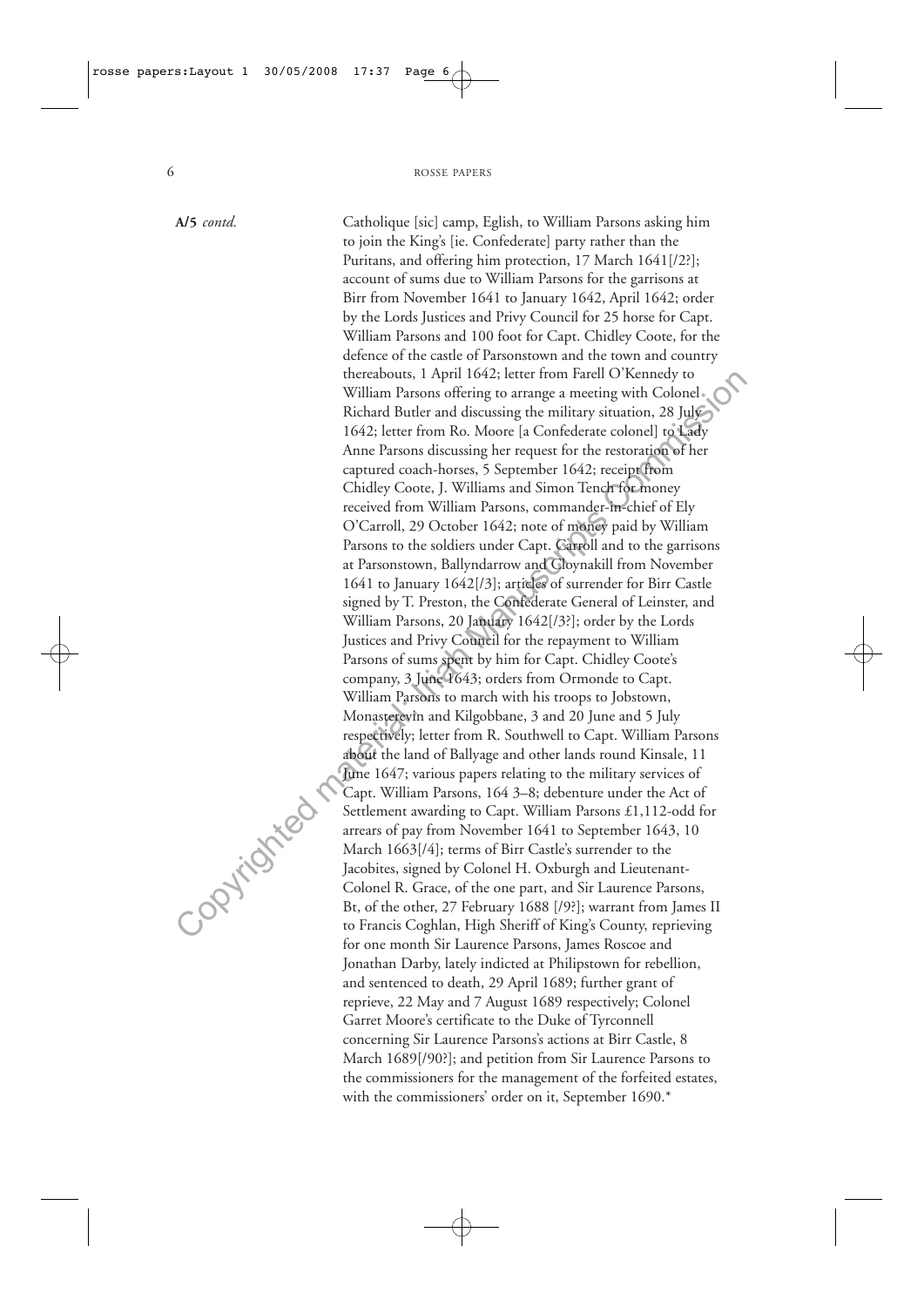**A/5** *contd.*

Catholique [sic] camp, Eglish, to William Parsons asking him to join the King's [ie. Confederate] party rather than the Puritans, and offering him protection, 17 March 1641[/2?]; account of sums due to William Parsons for the garrisons at Birr from November 1641 to January 1642, April 1642; order by the Lords Justices and Privy Council for 25 horse for Capt. William Parsons and 100 foot for Capt. Chidley Coote, for the defence of the castle of Parsonstown and the town and country thereabouts, 1 April 1642; letter from Farell O'Kennedy to William Parsons offering to arrange a meeting with Colonel Richard Butler and discussing the military situation, 28 July 1642; letter from Ro. Moore [a Confederate colonel] to Lady Anne Parsons discussing her request for the restoration of her captured coach-horses, 5 September 1642; receipt from Chidley Coote, J. Williams and Simon Tench for money received from William Parsons, commander-in-chief of Ely O'Carroll, 29 October 1642; note of money paid by William Parsons to the soldiers under Capt. Carroll and to the garrisons at Parsonstown, Ballyndarrow and Cloynakill from November 1641 to January 1642[/3]; articles of surrender for Birr Castle signed by T. Preston, the Confederate General of Leinster, and William Parsons, 20 January 1642[/3?]; order by the Lords Justices and Privy Council for the repayment to William Parsons of sums spent by him for Capt. Chidley Coote's company, 3 June 1643; orders from Ormonde to Capt. William Parsons to march with his troops to Jobstown, Monasterevin and Kilgobbane, 3 and 20 June and 5 July respectively; letter from R. Southwell to Capt. William Parsons about the land of Ballyage and other lands round Kinsale, 11 June 1647; various papers relating to the military services of Capt. William Parsons, 164 3–8; debenture under the Act of Settlement awarding to Capt. William Parsons £1,112-odd for arrears of pay from November 1641 to September 1643, 10 March 1663[/4]; terms of Birr Castle's surrender to the Jacobites, signed by Colonel H. Oxburgh and Lieutenant-Colonel R. Grace, of the one part, and Sir Laurence Parsons, Bt, of the other, 27 February 1688 [/9?]; warrant from James II to Francis Coghlan, High Sheriff of King's County, reprieving for one month Sir Laurence Parsons, James Roscoe and Jonathan Darby, lately indicted at Philipstown for rebellion, and sentenced to death, 29 April 1689; further grant of reprieve, 22 May and 7 August 1689 respectively; Colonel Garret Moore's certificate to the Duke of Tyrconnell concerning Sir Laurence Parsons's actions at Birr Castle, 8 March 1689[/90?]; and petition from Sir Laurence Parsons to the commissioners for the management of the forfeited estates, with the commissioners' order on it, September 1690.*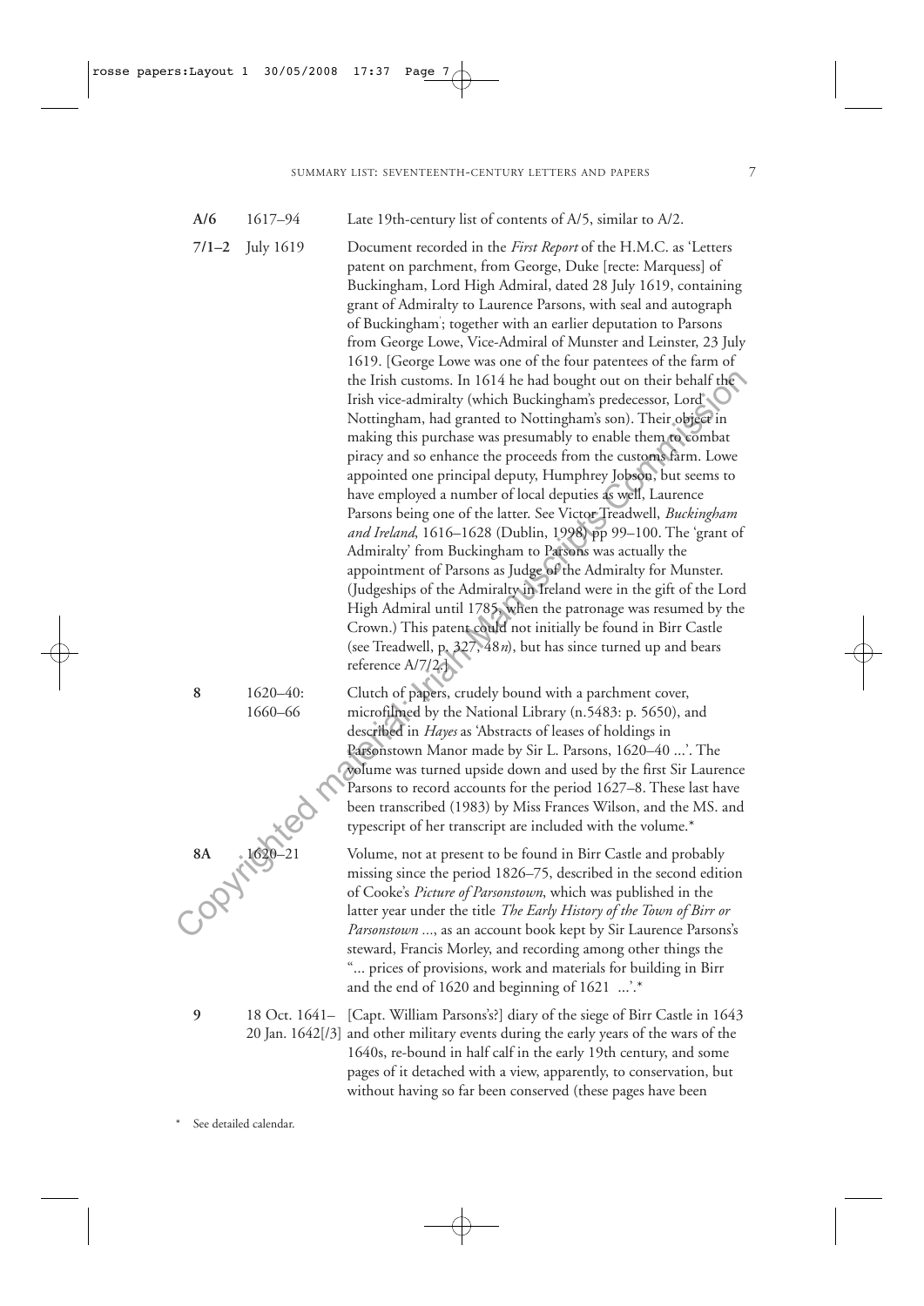| | | |
|---|---|---|
| **A/6** | 1617–94 | Late 19th-century list of contents of A/5, similar to A/2. |
| **7/1–2** | July 1619 | Document recorded in the *First Report* of the H.M.C. as 'Letters patent on parchment, from George, Duke [recte: Marquess] of Buckingham, Lord High Admiral, dated 28 July 1619, containing grant of Admiralty to Laurence Parsons, with seal and autograph of Buckingham'; together with an earlier deputation to Parsons from George Lowe, Vice-Admiral of Munster and Leinster, 23 July 1619. [George Lowe was one of the four patentees of the farm of the Irish customs. In 1614 he had bought out on their behalf the Irish vice-admiralty (which Buckingham's predecessor, Lord Nottingham, had granted to Nottingham's son). Their object in making this purchase was presumably to enable them to combat piracy and so enhance the proceeds from the customs farm. Lowe appointed one principal deputy, Humphrey Jobson, but seems to have employed a number of local deputies as well, Laurence Parsons being one of the latter. See Victor Treadwell, *Buckingham and Ireland*, 1616–1628 (Dublin, 1998) pp 99–100. The 'grant of Admiralty' from Buckingham to Parsons was actually the appointment of Parsons as Judge of the Admiralty for Munster. (Judgeships of the Admiralty in Ireland were in the gift of the Lord High Admiral until 1785, when the patronage was resumed by the Crown.) This patent could not initially be found in Birr Castle (see Treadwell, p. 327, 48*n*), but has since turned up and bears reference A/7/2.] |
| **8** | 1620–40: 1660–66 | Clutch of papers, crudely bound with a parchment cover, microfilmed by the National Library (n.5483: p. 5650), and described in *Hayes* as 'Abstracts of leases of holdings in Parsonstown Manor made by Sir L. Parsons, 1620–40 ...'. The volume was turned upside down and used by the first Sir Laurence Parsons to record accounts for the period 1627–8. These last have been transcribed (1983) by Miss Frances Wilson, and the MS. and typescript of her transcript are included with the volume.* |
| **8A** | 1620–21 | Volume, not at present to be found in Birr Castle and probably missing since the period 1826–75, described in the second edition of Cooke's *Picture of Parsonstown*, which was published in the latter year under the title *The Early History of the Town of Birr or Parsonstown ...*, as an account book kept by Sir Laurence Parsons's steward, Francis Morley, and recording among other things the "... prices of provisions, work and materials for building in Birr and the end of 1620 and beginning of 1621 ...'.* |
| **9** | 18 Oct. 1641– 20 Jan. 1642[/3] | [Capt. William Parsons's?] diary of the siege of Birr Castle in 1643 and other military events during the early years of the wars of the 1640s, re-bound in half calf in the early 19th century, and some pages of it detached with a view, apparently, to conservation, but without having so far been conserved (these pages have been |

\* See detailed calendar.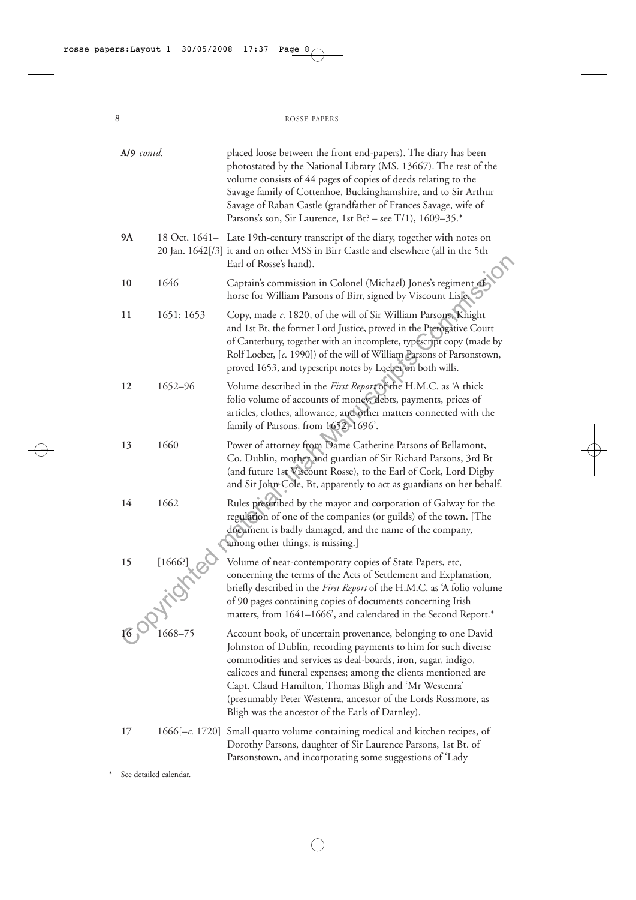| | | |
|---|---|---|
| **A/9** *contd.* | | placed loose between the front end-papers). The diary has been photostated by the National Library (MS. 13667). The rest of the volume consists of 44 pages of copies of deeds relating to the Savage family of Cottenhoe, Buckinghamshire, and to Sir Arthur Savage of Raban Castle (grandfather of Frances Savage, wife of Parsons's son, Sir Laurence, 1st Bt? – see T/1), 1609–35.* |
| **9A** | 18 Oct. 1641–20 Jan. 1642[/3] | Late 19th-century transcript of the diary, together with notes on it and on other MSS in Birr Castle and elsewhere (all in the 5th Earl of Rosse's hand). |
| **10** | 1646 | Captain's commission in Colonel (Michael) Jones's regiment of horse for William Parsons of Birr, signed by Viscount Lisle. |
| **11** | 1651: 1653 | Copy, made *c.* 1820, of the will of Sir William Parsons, Knight and 1st Bt, the former Lord Justice, proved in the Prerogative Court of Canterbury, together with an incomplete, typescript copy (made by Rolf Loeber, [*c.* 1990]) of the will of William Parsons of Parsonstown, proved 1653, and typescript notes by Loeber on both wills. |
| **12** | 1652–96 | Volume described in the *First Report* of the H.M.C. as 'A thick folio volume of accounts of money, debts, payments, prices of articles, clothes, allowance, and other matters connected with the family of Parsons, from 1652–1696'. |
| **13** | 1660 | Power of attorney from Dame Catherine Parsons of Bellamont, Co. Dublin, mother and guardian of Sir Richard Parsons, 3rd Bt (and future 1st Viscount Rosse), to the Earl of Cork, Lord Digby and Sir John Cole, Bt, apparently to act as guardians on her behalf. |
| **14** | 1662 | Rules prescribed by the mayor and corporation of Galway for the regulation of one of the companies (or guilds) of the town. [The document is badly damaged, and the name of the company, among other things, is missing.] |
| **15** | [1666?] | Volume of near-contemporary copies of State Papers, etc, concerning the terms of the Acts of Settlement and Explanation, briefly described in the *First Report* of the H.M.C. as 'A folio volume of 90 pages containing copies of documents concerning Irish matters, from 1641–1666', and calendared in the Second Report.* |
| **16** | 1668–75 | Account book, of uncertain provenance, belonging to one David Johnston of Dublin, recording payments to him for such diverse commodities and services as deal-boards, iron, sugar, indigo, calicoes and funeral expenses; among the clients mentioned are Capt. Claud Hamilton, Thomas Bligh and 'Mr Westenra' (presumably Peter Westenra, ancestor of the Lords Rossmore, as Bligh was the ancestor of the Earls of Darnley). |
| **17** | 1666[–*c.* 1720] | Small quarto volume containing medical and kitchen recipes, of Dorothy Parsons, daughter of Sir Laurence Parsons, 1st Bt. of Parsonstown, and incorporating some suggestions of 'Lady |

\* See detailed calendar.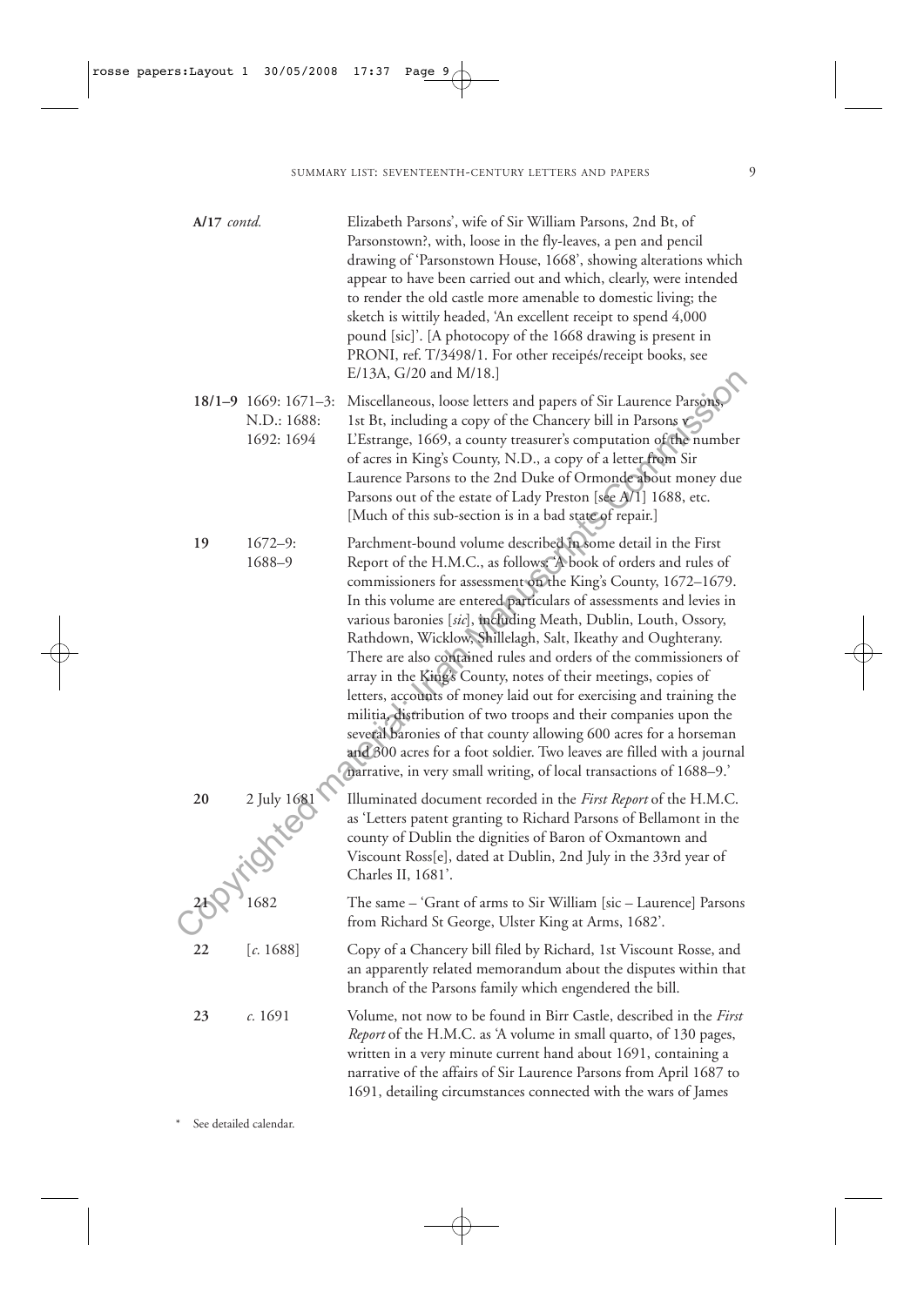| | | |
|---|---|---|
| **A/17** *contd.* | | Elizabeth Parsons', wife of Sir William Parsons, 2nd Bt, of Parsonstown?, with, loose in the fly-leaves, a pen and pencil drawing of 'Parsonstown House, 1668', showing alterations which appear to have been carried out and which, clearly, were intended to render the old castle more amenable to domestic living; the sketch is wittily headed, 'An excellent receipt to spend 4,000 pound [sic]'. [A photocopy of the 1668 drawing is present in PRONI, ref. T/3498/1. For other receipés/receipt books, see E/13A, G/20 and M/18.] |
| **18/1–9** | 1669: 1671–3: N.D.: 1688: 1692: 1694 | Miscellaneous, loose letters and papers of Sir Laurence Parsons, 1st Bt, including a copy of the Chancery bill in Parsons v L'Estrange, 1669, a county treasurer's computation of the number of acres in King's County, N.D., a copy of a letter from Sir Laurence Parsons to the 2nd Duke of Ormonde about money due Parsons out of the estate of Lady Preston [see A/1] 1688, etc. [Much of this sub-section is in a bad state of repair.] |
| **19** | 1672–9: 1688–9 | Parchment-bound volume described in some detail in the First Report of the H.M.C., as follows: 'A book of orders and rules of commissioners for assessment on the King's County, 1672–1679. In this volume are entered particulars of assessments and levies in various baronies [*sic*], including Meath, Dublin, Louth, Ossory, Rathdown, Wicklow, Shillelagh, Salt, Ikeathy and Oughterany. There are also contained rules and orders of the commissioners of array in the King's County, notes of their meetings, copies of letters, accounts of money laid out for exercising and training the militia, distribution of two troops and their companies upon the several baronies of that county allowing 600 acres for a horseman and 300 acres for a foot soldier. Two leaves are filled with a journal narrative, in very small writing, of local transactions of 1688–9.' |
| **20** | 2 July 1681 | Illuminated document recorded in the *First Report* of the H.M.C. as 'Letters patent granting to Richard Parsons of Bellamont in the county of Dublin the dignities of Baron of Oxmantown and Viscount Ross[e], dated at Dublin, 2nd July in the 33rd year of Charles II, 1681'. |
| **21** | 1682 | The same – 'Grant of arms to Sir William [sic – Laurence] Parsons from Richard St George, Ulster King at Arms, 1682'. |
| **22** | [*c.* 1688] | Copy of a Chancery bill filed by Richard, 1st Viscount Rosse, and an apparently related memorandum about the disputes within that branch of the Parsons family which engendered the bill. |
| **23** | *c.* 1691 | Volume, not now to be found in Birr Castle, described in the *First Report* of the H.M.C. as 'A volume in small quarto, of 130 pages, written in a very minute current hand about 1691, containing a narrative of the affairs of Sir Laurence Parsons from April 1687 to 1691, detailing circumstances connected with the wars of James |

\* See detailed calendar.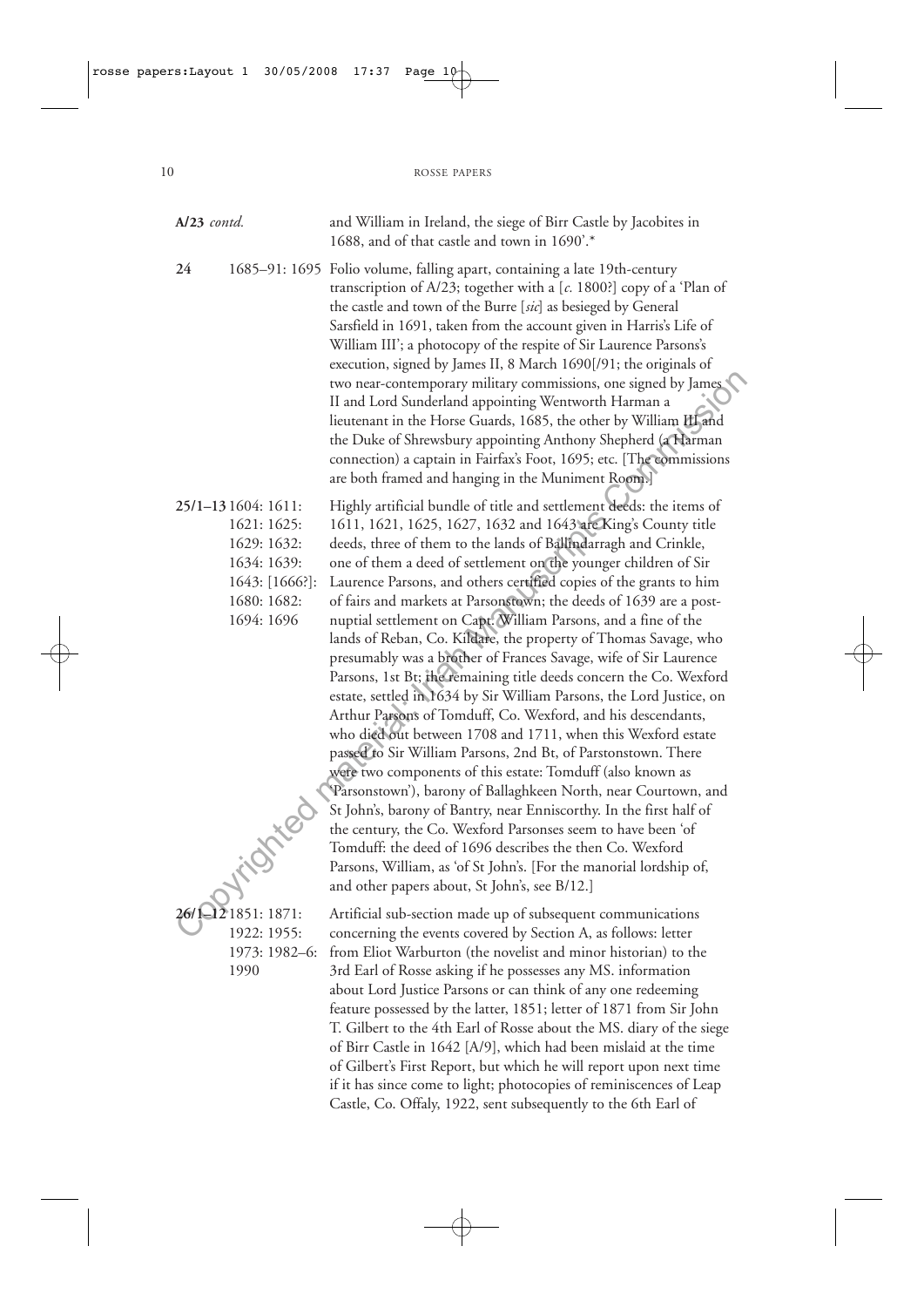**A/23** *contd.* and William in Ireland, the siege of Birr Castle by Jacobites in 1688, and of that castle and town in 1690'.*

**24** 1685–91: 1695 Folio volume, falling apart, containing a late 19th-century transcription of A/23; together with a [*c.* 1800?] copy of a 'Plan of the castle and town of the Burre [*sic*] as besieged by General Sarsfield in 1691, taken from the account given in Harris's Life of William III'; a photocopy of the respite of Sir Laurence Parsons's execution, signed by James II, 8 March 1690[/91; the originals of two near-contemporary military commissions, one signed by James II and Lord Sunderland appointing Wentworth Harman a lieutenant in the Horse Guards, 1685, the other by William III and the Duke of Shrewsbury appointing Anthony Shepherd (a Harman connection) a captain in Fairfax's Foot, 1695; etc. [The commissions are both framed and hanging in the Muniment Room.]

**25/1–13** 1604: 1611: 1621: 1625: 1629: 1632: 1634: 1639: 1643: [1666?]: 1680: 1682: 1694: 1696 Highly artificial bundle of title and settlement deeds: the items of 1611, 1621, 1625, 1627, 1632 and 1643 are King's County title deeds, three of them to the lands of Ballindarragh and Crinkle, one of them a deed of settlement on the younger children of Sir Laurence Parsons, and others certified copies of the grants to him of fairs and markets at Parsonstown; the deeds of 1639 are a post-nuptial settlement on Capt. William Parsons, and a fine of the lands of Reban, Co. Kildare, the property of Thomas Savage, who presumably was a brother of Frances Savage, wife of Sir Laurence Parsons, 1st Bt; the remaining title deeds concern the Co. Wexford estate, settled in 1634 by Sir William Parsons, the Lord Justice, on Arthur Parsons of Tomduff, Co. Wexford, and his descendants, who died out between 1708 and 1711, when this Wexford estate passed to Sir William Parsons, 2nd Bt, of Parstonstown. There were two components of this estate: Tomduff (also known as 'Parsonstown'), barony of Ballaghkeen North, near Courtown, and St John's, barony of Bantry, near Enniscorthy. In the first half of the century, the Co. Wexford Parsonses seem to have been 'of Tomduff: the deed of 1696 describes the then Co. Wexford Parsons, William, as 'of St John's. [For the manorial lordship of, and other papers about, St John's, see B/12.]

**26/1–12** 1851: 1871: 1922: 1955: 1973: 1982–6: 1990 Artificial sub-section made up of subsequent communications concerning the events covered by Section A, as follows: letter from Eliot Warburton (the novelist and minor historian) to the 3rd Earl of Rosse asking if he possesses any MS. information about Lord Justice Parsons or can think of any one redeeming feature possessed by the latter, 1851; letter of 1871 from Sir John T. Gilbert to the 4th Earl of Rosse about the MS. diary of the siege of Birr Castle in 1642 [A/9], which had been mislaid at the time of Gilbert's First Report, but which he will report upon next time if it has since come to light; photocopies of reminiscences of Leap Castle, Co. Offaly, 1922, sent subsequently to the 6th Earl of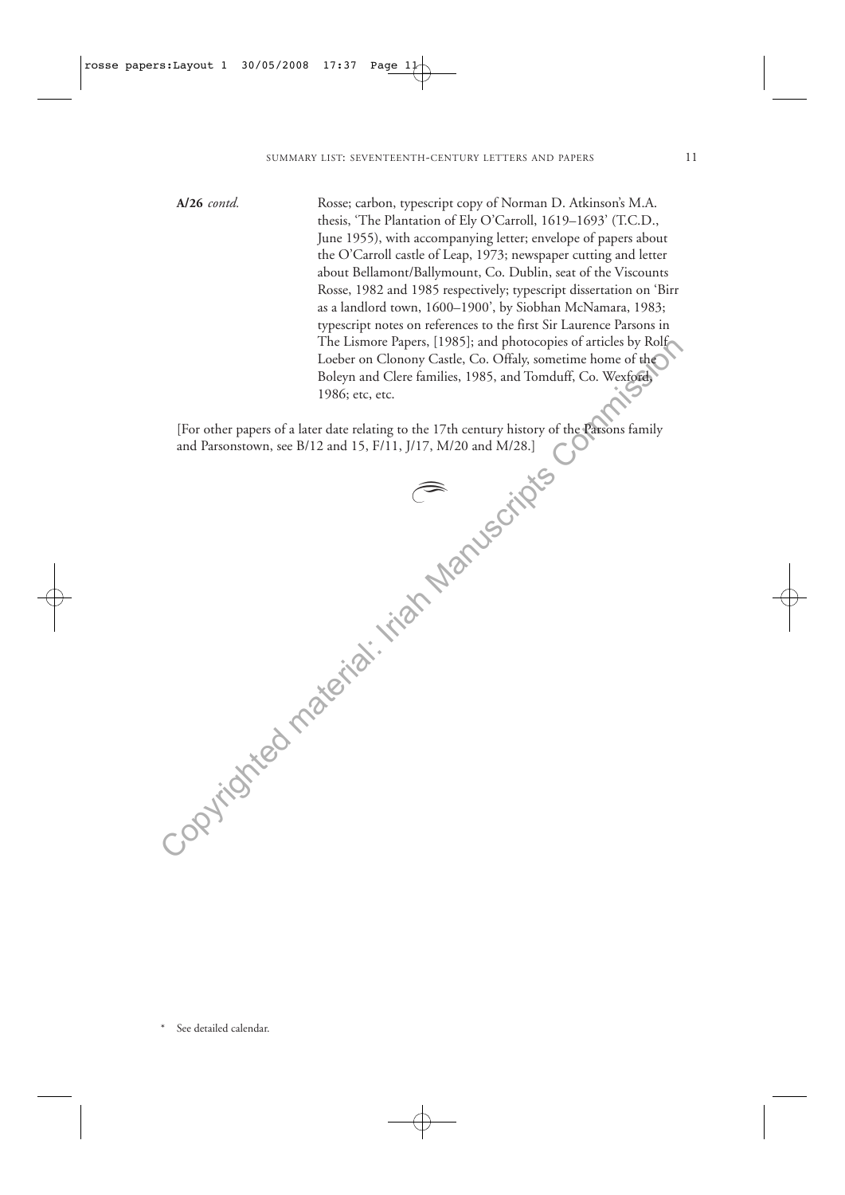**A/26** *contd.* Rosse; carbon, typescript copy of Norman D. Atkinson's M.A. thesis, 'The Plantation of Ely O'Carroll, 1619–1693' (T.C.D., June 1955), with accompanying letter; envelope of papers about the O'Carroll castle of Leap, 1973; newspaper cutting and letter about Bellamont/Ballymount, Co. Dublin, seat of the Viscounts Rosse, 1982 and 1985 respectively; typescript dissertation on 'Birr as a landlord town, 1600–1900', by Siobhan McNamara, 1983; typescript notes on references to the first Sir Laurence Parsons in The Lismore Papers, [1985]; and photocopies of articles by Rolf Loeber on Clonony Castle, Co. Offaly, sometime home of the Boleyn and Clere families, 1985, and Tomduff, Co. Wexford, 1986; etc, etc.

[For other papers of a later date relating to the 17th century history of the Parsons family and Parsonstown, see B/12 and 15, F/11, J/17, M/20 and M/28.]

\* See detailed calendar.